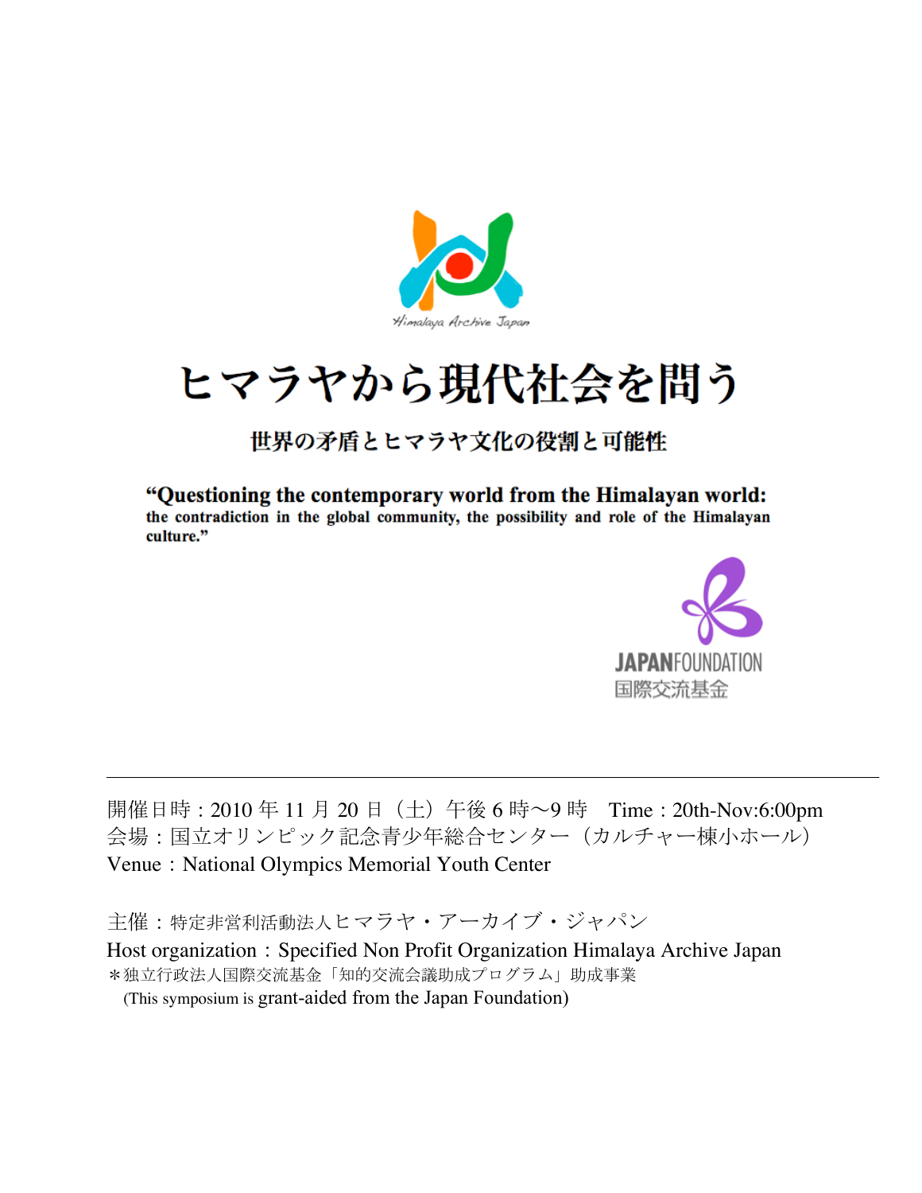Himalaya Archive Japan

# ヒマラヤから現代社会を問う

## 世界の矛盾とヒマラヤ文化の役割と可能性

**"Questioning the contemporary world from the Himalayan world:**
**the contradiction in the global community, the possibility and role of the Himalayan culture."**

JAPANFOUNDATION
国際交流基金

---

開催日時：2010 年 11 月 20 日（土）午後 6 時〜9 時　Time：20th-Nov:6:00pm
会場：国立オリンピック記念青少年総合センター（カルチャー棟小ホール）
Venue：National Olympics Memorial Youth Center

主催：特定非営利活動法人ヒマラヤ・アーカイブ・ジャパン
Host organization：Specified Non Profit Organization Himalaya Archive Japan
＊独立行政法人国際交流基金「知的交流会議助成プログラム」助成事業
(This symposium is grant-aided from the Japan Foundation)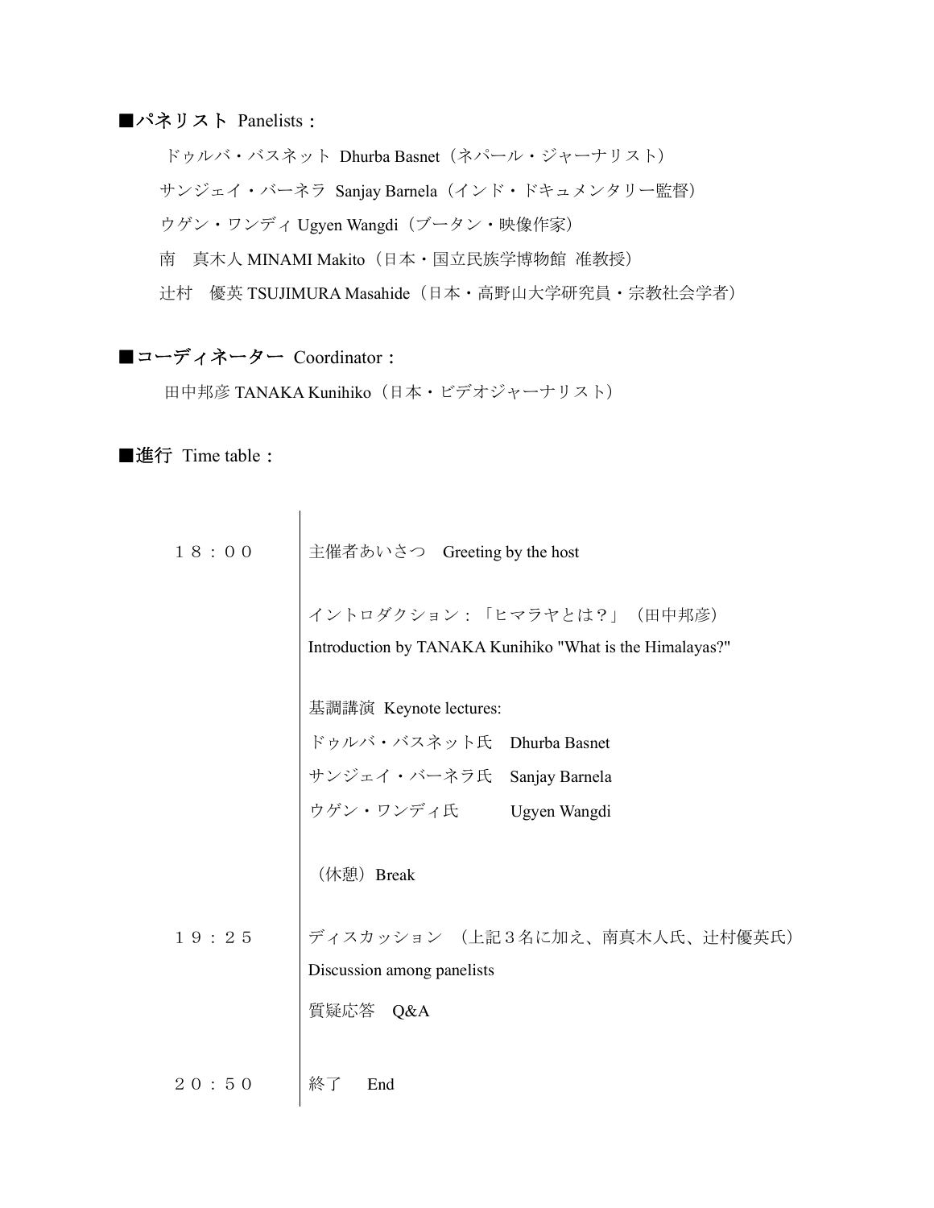■パネリスト Panelists：

ドゥルバ・バスネット Dhurba Basnet（ネパール・ジャーナリスト）

サンジェイ・バーネラ Sanjay Barnela（インド・ドキュメンタリー監督）

ウゲン・ワンディ Ugyen Wangdi（ブータン・映像作家）

南　真木人 MINAMI Makito（日本・国立民族学博物館 准教授）

辻村　優英 TSUJIMURA Masahide（日本・高野山大学研究員・宗教社会学者）

■コーディネーター Coordinator：

田中邦彦 TANAKA Kunihiko（日本・ビデオジャーナリスト）

■進行 Time table：

１８：００

主催者あいさつ　Greeting by the host

イントロダクション：「ヒマラヤとは？」（田中邦彦）
Introduction by TANAKA Kunihiko "What is the Himalayas?"

基調講演 Keynote lectures:
ドゥルバ・バスネット氏　Dhurba Basnet
サンジェイ・バーネラ氏　Sanjay Barnela
ウゲン・ワンディ氏　Ugyen Wangdi

（休憩）Break

１９：２５

ディスカッション　（上記３名に加え、南真木人氏、辻村優英氏）
Discussion among panelists

質疑応答　Q&A

２０：５０

終了　End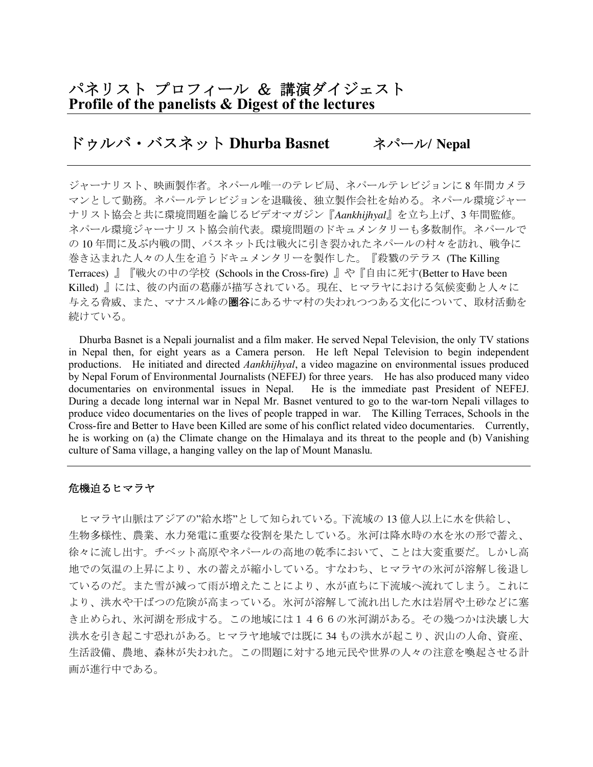# パネリスト プロフィール ＆ 講演ダイジェスト
# Profile of the panelists & Digest of the lectures

## ドゥルバ・バスネット Dhurba Basnet　　ネパール/ Nepal

ジャーナリスト、映画製作者。ネパール唯一のテレビ局、ネパールテレビジョンに 8 年間カメラマンとして勤務。ネパールテレビジョンを退職後、独立製作会社を始める。ネパール環境ジャーナリスト協会と共に環境問題を論じるビデオマガジン『*Aankhijhyal*』を立ち上げ、3 年間監修。ネパール環境ジャーナリスト協会前代表。環境問題のドキュメンタリーも多数制作。ネパールでの 10 年間に及ぶ内戦の間、バスネット氏は戦火に引き裂かれたネパールの村々を訪れ、戦争に巻き込まれた人々の人生を追うドキュメンタリーを製作した。『殺戮のテラス (The Killing Terraces) 』『戦火の中の学校 (Schools in the Cross-fire) 』や『自由に死す(Better to Have been Killed) 』には、彼の内面の葛藤が描写されている。現在、ヒマラヤにおける気候変動と人々に与える脅威、また、マナスル峰の**圏谷**にあるサマ村の失われつつある文化について、取材活動を続けている。

Dhurba Basnet is a Nepali journalist and a film maker. He served Nepal Television, the only TV stations in Nepal then, for eight years as a Camera person. He left Nepal Television to begin independent productions. He initiated and directed *Aankhijhyal*, a video magazine on environmental issues produced by Nepal Forum of Environmental Journalists (NEFEJ) for three years. He has also produced many video documentaries on environmental issues in Nepal. He is the immediate past President of NEFEJ. During a decade long internal war in Nepal Mr. Basnet ventured to go to the war-torn Nepali villages to produce video documentaries on the lives of people trapped in war. The Killing Terraces, Schools in the Cross-fire and Better to Have been Killed are some of his conflict related video documentaries. Currently, he is working on (a) the Climate change on the Himalaya and its threat to the people and (b) Vanishing culture of Sama village, a hanging valley on the lap of Mount Manaslu.

### 危機迫るヒマラヤ

ヒマラヤ山脈はアジアの”給水塔”として知られている。下流域の 13 億人以上に水を供給し、生物多様性、農業、水力発電に重要な役割を果たしている。氷河は降水時の水を氷の形で蓄え、徐々に流し出す。チベット高原やネパールの高地の乾季において、ことは大変重要だ。しかし高地での気温の上昇により、水の蓄えが縮小している。すなわち、ヒマラヤの氷河が溶解し後退しているのだ。また雪が減って雨が増えたことにより、水が直ちに下流域へ流れてしまう。これにより、洪水や干ばつの危険が高まっている。氷河が溶解して流れ出した水は岩屑や土砂などに塞き止められ、氷河湖を形成する。この地域には１４６６の氷河湖がある。その幾つかは決壊し大洪水を引き起こす恐れがある。ヒマラヤ地域では既に 34 もの洪水が起こり、沢山の人命、資産、生活設備、農地、森林が失われた。この問題に対する地元民や世界の人々の注意を喚起させる計画が進行中である。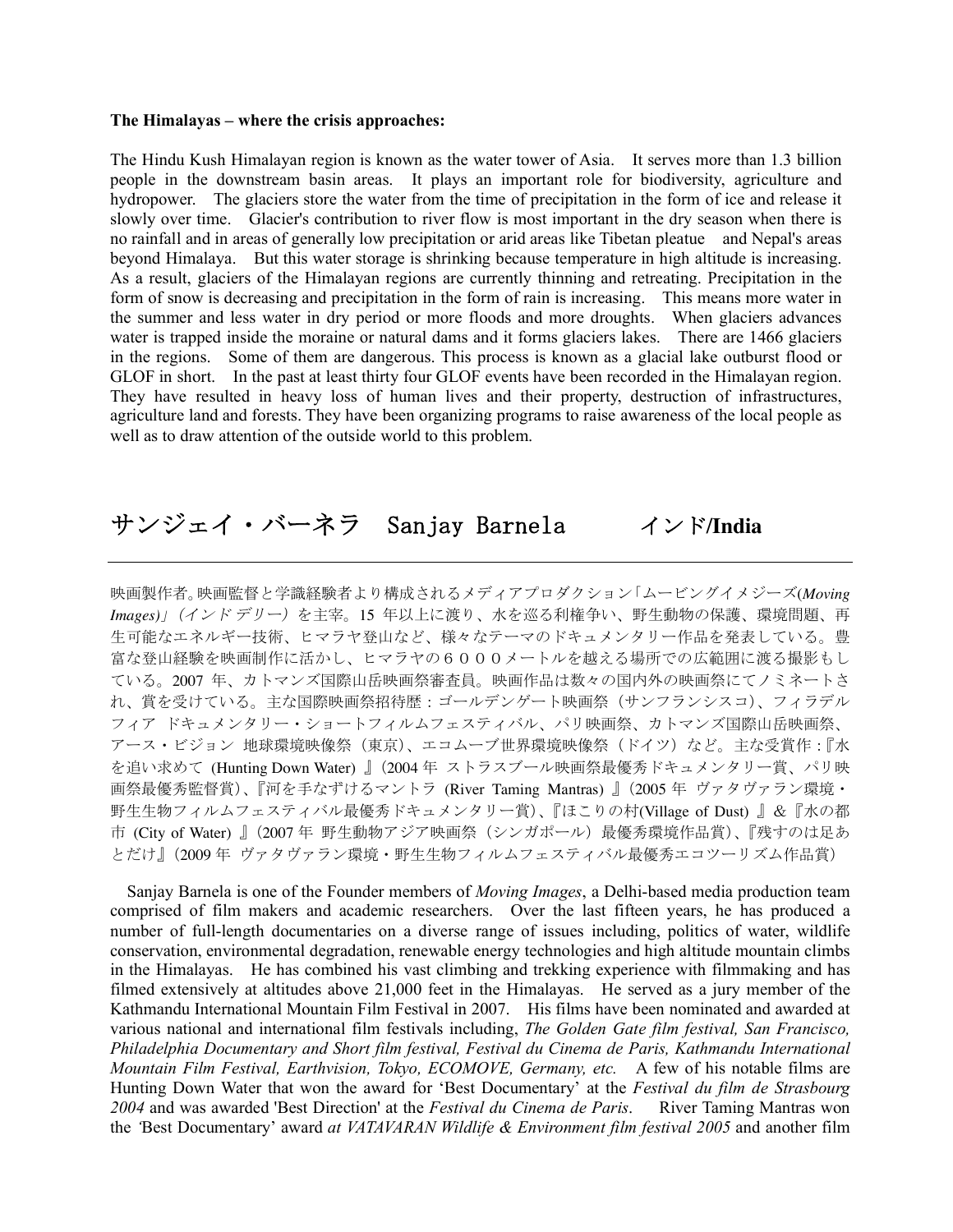**The Himalayas – where the crisis approaches:**

The Hindu Kush Himalayan region is known as the water tower of Asia. It serves more than 1.3 billion people in the downstream basin areas. It plays an important role for biodiversity, agriculture and hydropower. The glaciers store the water from the time of precipitation in the form of ice and release it slowly over time. Glacier's contribution to river flow is most important in the dry season when there is no rainfall and in areas of generally low precipitation or arid areas like Tibetan pleatue and Nepal's areas beyond Himalaya. But this water storage is shrinking because temperature in high altitude is increasing. As a result, glaciers of the Himalayan regions are currently thinning and retreating. Precipitation in the form of snow is decreasing and precipitation in the form of rain is increasing. This means more water in the summer and less water in dry period or more floods and more droughts. When glaciers advances water is trapped inside the moraine or natural dams and it forms glaciers lakes. There are 1466 glaciers in the regions. Some of them are dangerous. This process is known as a glacial lake outburst flood or GLOF in short. In the past at least thirty four GLOF events have been recorded in the Himalayan region. They have resulted in heavy loss of human lives and their property, destruction of infrastructures, agriculture land and forests. They have been organizing programs to raise awareness of the local people as well as to draw attention of the outside world to this problem.

## サンジェイ・バーネラ　Sanjay Barnela　　インド/**India**

映画製作者。映画監督と学識経験者より構成されるメディアプロダクション「ムービングイメジーズ(*Moving Images*)」*（インドデリー）*を主宰。15 年以上に渡り、水を巡る利権争い、野生動物の保護、環境問題、再生可能なエネルギー技術、ヒマラヤ登山など、様々なテーマのドキュメンタリー作品を発表している。豊富な登山経験を映画制作に活かし、ヒマラヤの６０００メートルを越える場所での広範囲に渡る撮影もしている。2007 年、カトマンズ国際山岳映画祭審査員。映画作品は数々の国内外の映画祭にてノミネートされ、賞を受けている。主な国際映画祭招待歴：ゴールデンゲート映画祭（サンフランシスコ）、フィラデルフィア ドキュメンタリー・ショートフィルムフェスティバル、パリ映画祭、カトマンズ国際山岳映画祭、アース・ビジョン 地球環境映像祭（東京）、エコムーブ世界環境映像祭（ドイツ）など。主な受賞作：『水を追い求めて (Hunting Down Water) 』（2004 年 ストラスブール映画祭最優秀ドキュメンタリー賞、パリ映画祭最優秀監督賞）、『河を手なずけるマントラ (River Taming Mantras) 』（2005 年 ヴァタヴァラン環境・野生生物フィルムフェスティバル最優秀ドキュメンタリー賞）、『ほこりの村(Village of Dust) 』＆『水の都市 (City of Water) 』（2007 年 野生動物アジア映画祭（シンガポール）最優秀環境作品賞）、『残すのは足あとだけ』（2009 年 ヴァタヴァラン環境・野生生物フィルムフェスティバル最優秀エコツーリズム作品賞）

Sanjay Barnela is one of the Founder members of *Moving Images*, a Delhi-based media production team comprised of film makers and academic researchers. Over the last fifteen years, he has produced a number of full-length documentaries on a diverse range of issues including, politics of water, wildlife conservation, environmental degradation, renewable energy technologies and high altitude mountain climbs in the Himalayas. He has combined his vast climbing and trekking experience with filmmaking and has filmed extensively at altitudes above 21,000 feet in the Himalayas. He served as a jury member of the Kathmandu International Mountain Film Festival in 2007. His films have been nominated and awarded at various national and international film festivals including, *The Golden Gate film festival, San Francisco, Philadelphia Documentary and Short film festival, Festival du Cinema de Paris, Kathmandu International Mountain Film Festival, Earthvision, Tokyo, ECOMOVE, Germany, etc.* A few of his notable films are Hunting Down Water that won the award for 'Best Documentary' at the *Festival du film de Strasbourg 2004* and was awarded 'Best Direction' at the *Festival du Cinema de Paris*. River Taming Mantras won the 'Best Documentary' award *at VATAVARAN Wildlife & Environment film festival 2005* and another film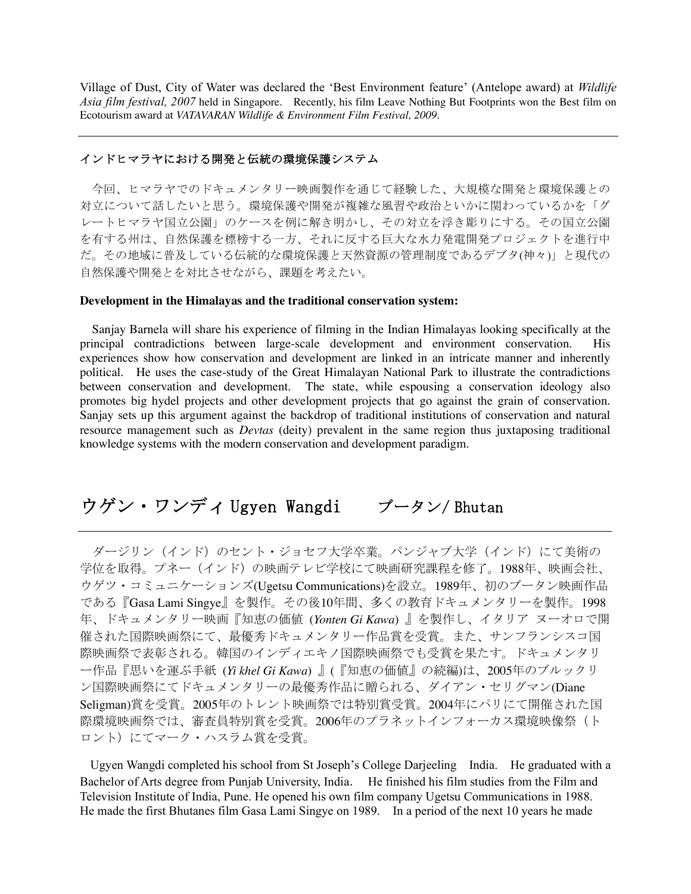Village of Dust, City of Water was declared the 'Best Environment feature' (Antelope award) at *Wildlife Asia film festival, 2007* held in Singapore. Recently, his film Leave Nothing But Footprints won the Best film on Ecotourism award at *VATAVARAN Wildlife & Environment Film Festival, 2009*.

---

### インドヒマラヤにおける開発と伝統の環境保護システム

今回、ヒマラヤでのドキュメンタリー映画製作を通じて経験した、大規模な開発と環境保護との対立について話したいと思う。環境保護や開発が複雑な風習や政治といかに関わっているかを「グレートヒマラヤ国立公園」のケースを例に解き明かし、その対立を浮き彫りにする。その国立公園を有する州は、自然保護を標榜する一方、それに反する巨大な水力発電開発プロジェクトを進行中だ。その地域に普及している伝統的な環境保護と天然資源の管理制度であるデブタ(神々)」と現代の自然保護や開発とを対比させながら、課題を考えたい。

**Development in the Himalayas and the traditional conservation system:**

Sanjay Barnela will share his experience of filming in the Indian Himalayas looking specifically at the principal contradictions between large-scale development and environment conservation. His experiences show how conservation and development are linked in an intricate manner and inherently political. He uses the case-study of the Great Himalayan National Park to illustrate the contradictions between conservation and development. The state, while espousing a conservation ideology also promotes big hydel projects and other development projects that go against the grain of conservation. Sanjay sets up this argument against the backdrop of traditional institutions of conservation and natural resource management such as *Devtas* (deity) prevalent in the same region thus juxtaposing traditional knowledge systems with the modern conservation and development paradigm.

## ウゲン・ワンディ Ugyen Wangdi　　ブータン/ Bhutan

---

ダージリン（インド）のセント・ジョセフ大学卒業。パンジャブ大学（インド）にて美術の学位を取得。プネー（インド）の映画テレビ学校にて映画研究課程を修了。1988年、映画会社、ウゲツ・コミュニケーションズ(Ugetsu Communications)を設立。1989年、初のブータン映画作品である『Gasa Lami Singye』を製作。その後10年間、多くの教育ドキュメンタリーを製作。1998年、ドキュメンタリー映画『知恵の価値 (*Yonten Gi Kawa*) 』を製作し、イタリア ヌーオロで開催された国際映画祭にて、最優秀ドキュメンタリー作品賞を受賞。また、サンフランシスコ国際映画祭で表彰される。韓国のインディエキノ国際映画祭でも受賞を果たす。ドキュメンタリー作品『思いを運ぶ手紙 (*Yi khel Gi Kawa*) 』(『知恵の価値』の続編)は、2005年のブルックリン国際映画祭にてドキュメンタリーの最優秀作品に贈られる、ダイアン・セリグマン(Diane Seligman)賞を受賞。2005年のトレント映画祭では特別賞受賞。2004年にパリにて開催された国際環境映画祭では、審査員特別賞を受賞。2006年のプラネットインフォーカス環境映像祭（トロント）にてマーク・ハスラム賞を受賞。

Ugyen Wangdi completed his school from St Joseph's College Darjeeling India. He graduated with a Bachelor of Arts degree from Punjab University, India. He finished his film studies from the Film and Television Institute of India, Pune. He opened his own film company Ugetsu Communications in 1988. He made the first Bhutanes film Gasa Lami Singye on 1989. In a period of the next 10 years he made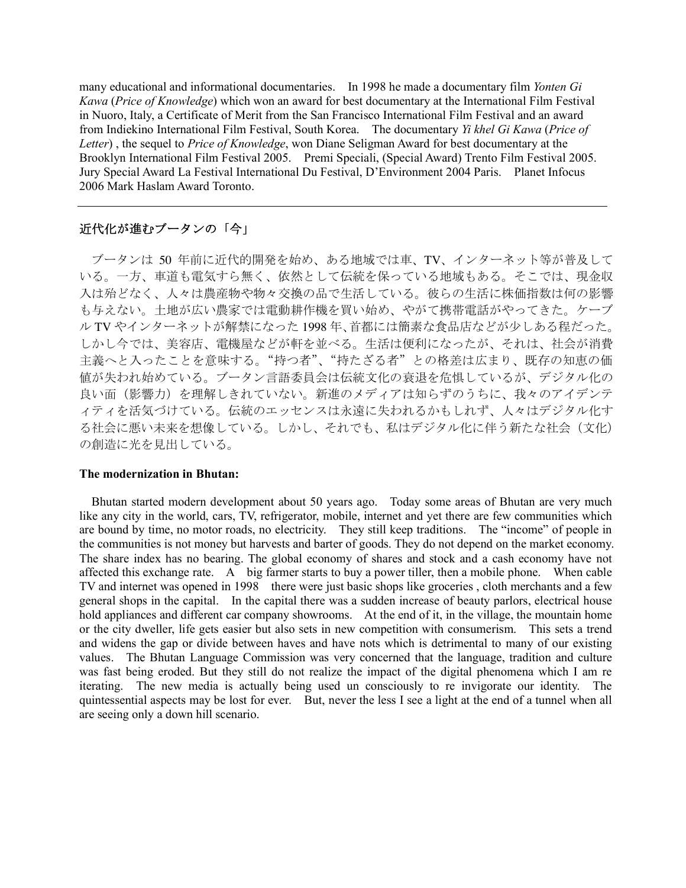many educational and informational documentaries. In 1998 he made a documentary film *Yonten Gi Kawa* (*Price of Knowledge*) which won an award for best documentary at the International Film Festival in Nuoro, Italy, a Certificate of Merit from the San Francisco International Film Festival and an award from Indiekino International Film Festival, South Korea. The documentary *Yi khel Gi Kawa* (*Price of Letter*) , the sequel to *Price of Knowledge*, won Diane Seligman Award for best documentary at the Brooklyn International Film Festival 2005. Premi Speciali, (Special Award) Trento Film Festival 2005. Jury Special Award La Festival International Du Festival, D'Environment 2004 Paris. Planet Infocus 2006 Mark Haslam Award Toronto.

---

## 近代化が進むブータンの「今」

ブータンは 50 年前に近代的開発を始め、ある地域では車、TV、インターネット等が普及している。一方、車道も電気すら無く、依然として伝統を保っている地域もある。そこでは、現金収入は殆どなく、人々は農産物や物々交換の品で生活している。彼らの生活に株価指数は何の影響も与えない。土地が広い農家では電動耕作機を買い始め、やがて携帯電話がやってきた。ケーブル TV やインターネットが解禁になった 1998 年、首都には簡素な食品店などが少しある程だった。しかし今では、美容店、電機屋などが軒を並べる。生活は便利になったが、それは、社会が消費主義へと入ったことを意味する。"持つ者"、"持たざる者"との格差は広まり、既存の知恵の価値が失われ始めている。ブータン言語委員会は伝統文化の衰退を危惧しているが、デジタル化の良い面（影響力）を理解しきれていない。新進のメディアは知らずのうちに、我々のアイデンティティを活気づけている。伝統のエッセンスは永遠に失われるかもしれず、人々はデジタル化する社会に悪い未来を想像している。しかし、それでも、私はデジタル化に伴う新たな社会（文化）の創造に光を見出している。

**The modernization in Bhutan:**

Bhutan started modern development about 50 years ago. Today some areas of Bhutan are very much like any city in the world, cars, TV, refrigerator, mobile, internet and yet there are few communities which are bound by time, no motor roads, no electricity. They still keep traditions. The "income" of people in the communities is not money but harvests and barter of goods. They do not depend on the market economy. The share index has no bearing. The global economy of shares and stock and a cash economy have not affected this exchange rate. A big farmer starts to buy a power tiller, then a mobile phone. When cable TV and internet was opened in 1998 there were just basic shops like groceries , cloth merchants and a few general shops in the capital. In the capital there was a sudden increase of beauty parlors, electrical house hold appliances and different car company showrooms. At the end of it, in the village, the mountain home or the city dweller, life gets easier but also sets in new competition with consumerism. This sets a trend and widens the gap or divide between haves and have nots which is detrimental to many of our existing values. The Bhutan Language Commission was very concerned that the language, tradition and culture was fast being eroded. But they still do not realize the impact of the digital phenomena which I am re iterating. The new media is actually being used un consciously to re invigorate our identity. The quintessential aspects may be lost for ever. But, never the less I see a light at the end of a tunnel when all are seeing only a down hill scenario.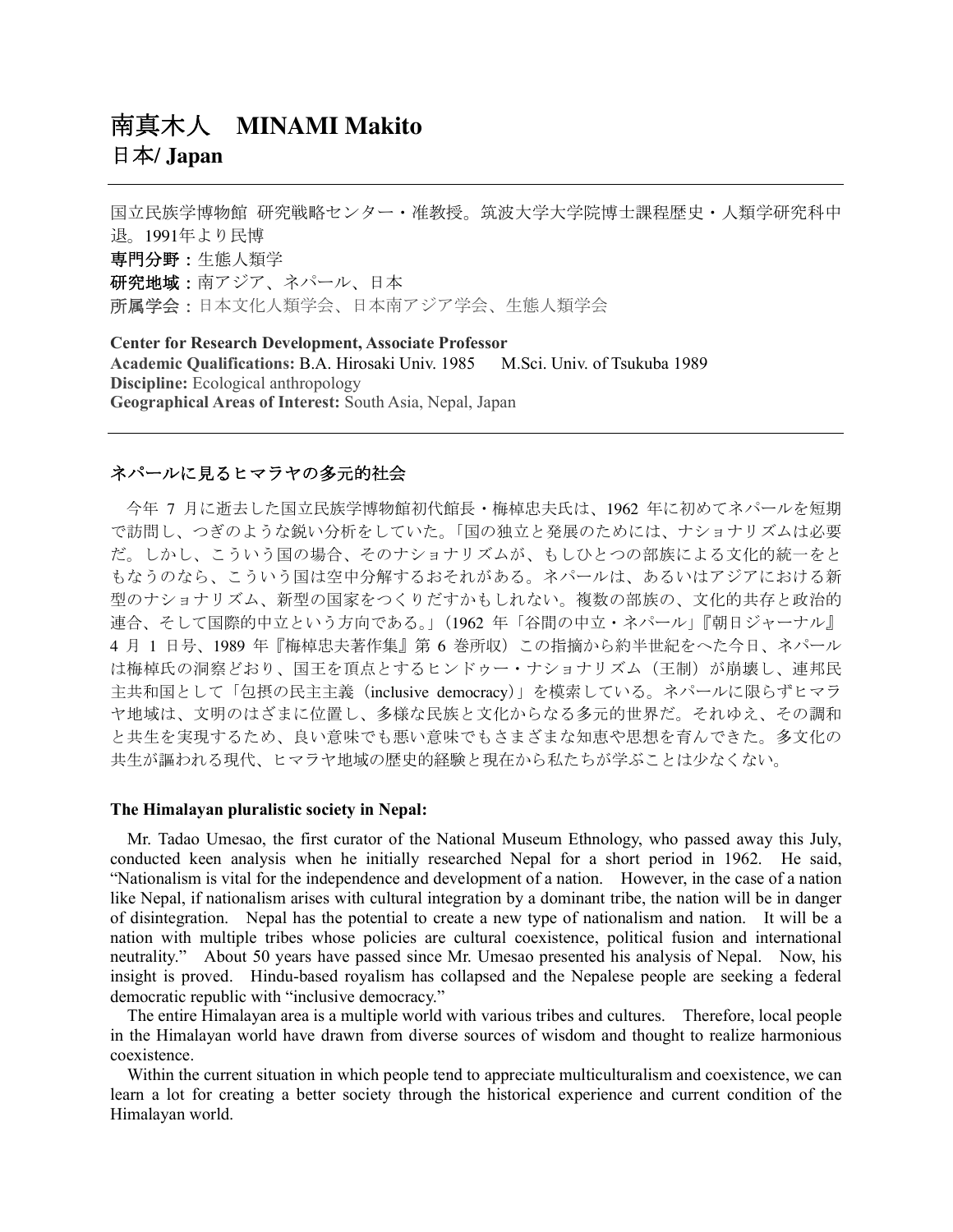# 南真木人　MINAMI Makito

## 日本/ Japan

---

国立民族学博物館 研究戦略センター・准教授。筑波大学大学院博士課程歴史・人類学研究科中退。1991年より民博

**専門分野：**生態人類学

**研究地域：**南アジア、ネパール、日本

**所属学会：**日本文化人類学会、日本南アジア学会、生態人類学会

**Center for Research Development, Associate Professor**

**Academic Qualifications:** B.A. Hirosaki Univ. 1985　M.Sci. Univ. of Tsukuba 1989

**Discipline:** Ecological anthropology

**Geographical Areas of Interest:** South Asia, Nepal, Japan

---

### ネパールに見るヒマラヤの多元的社会

今年 7 月に逝去した国立民族学博物館初代館長・梅棹忠夫氏は、1962 年に初めてネパールを短期で訪問し、つぎのような鋭い分析をしていた。「国の独立と発展のためには、ナショナリズムは必要だ。しかし、こういう国の場合、そのナショナリズムが、もしひとつの部族による文化的統一をともなうのなら、こういう国は空中分解するおそれがある。ネパールは、あるいはアジアにおける新型のナショナリズム、新型の国家をつくりだすかもしれない。複数の部族の、文化的共存と政治的連合、そして国際的中立という方向である。」（1962 年「谷間の中立・ネパール」『朝日ジャーナル』4 月 1 日号、1989 年『梅棹忠夫著作集』第 6 巻所収）この指摘から約半世紀をへた今日、ネパールは梅棹氏の洞察どおり、国王を頂点とするヒンドゥー・ナショナリズム（王制）が崩壊し、連邦民主共和国として「包摂の民主主義（inclusive democracy）」を模索している。ネパールに限らずヒマラヤ地域は、文明のはざまに位置し、多様な民族と文化からなる多元的世界だ。それゆえ、その調和と共生を実現するため、良い意味でも悪い意味でもさまざまな知恵や思想を育んできた。多文化の共生が謳われる現代、ヒマラヤ地域の歴史的経験と現在から私たちが学ぶことは少なくない。

### The Himalayan pluralistic society in Nepal:

Mr. Tadao Umesao, the first curator of the National Museum Ethnology, who passed away this July, conducted keen analysis when he initially researched Nepal for a short period in 1962. He said, "Nationalism is vital for the independence and development of a nation. However, in the case of a nation like Nepal, if nationalism arises with cultural integration by a dominant tribe, the nation will be in danger of disintegration. Nepal has the potential to create a new type of nationalism and nation. It will be a nation with multiple tribes whose policies are cultural coexistence, political fusion and international neutrality." About 50 years have passed since Mr. Umesao presented his analysis of Nepal. Now, his insight is proved. Hindu-based royalism has collapsed and the Nepalese people are seeking a federal democratic republic with "inclusive democracy."

The entire Himalayan area is a multiple world with various tribes and cultures. Therefore, local people in the Himalayan world have drawn from diverse sources of wisdom and thought to realize harmonious coexistence.

Within the current situation in which people tend to appreciate multiculturalism and coexistence, we can learn a lot for creating a better society through the historical experience and current condition of the Himalayan world.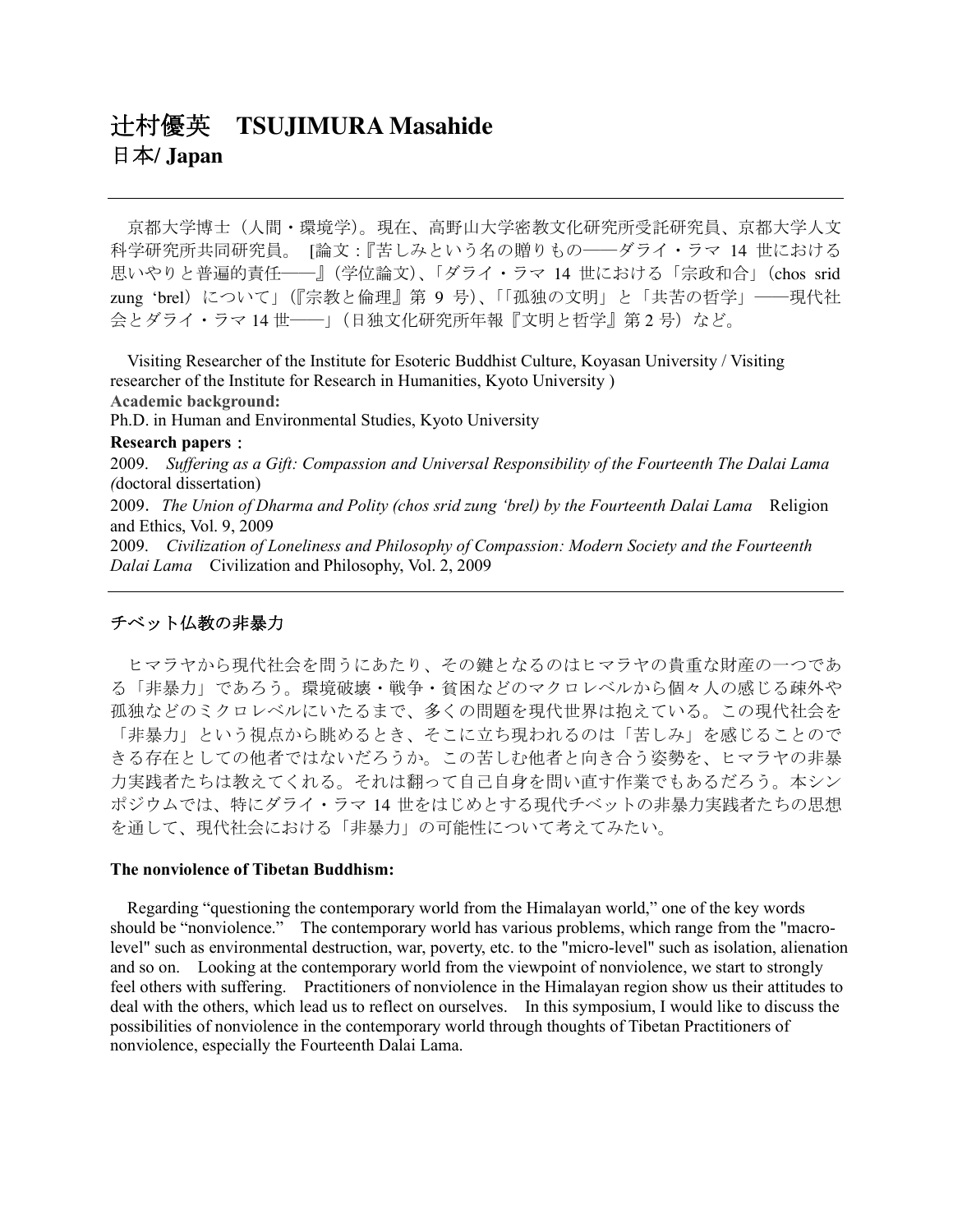# 辻村優英　TSUJIMURA Masahide
## 日本/ Japan

---

京都大学博士（人間・環境学）。現在、高野山大学密教文化研究所受託研究員、京都大学人文科学研究所共同研究員。 [論文 :『苦しみという名の贈りもの――ダライ・ラマ 14 世における思いやりと普遍的責任――』（学位論文）、「ダライ・ラマ 14 世における「宗政和合」（chos srid zung 'brel）について」（『宗教と倫理』第 9 号）、「「孤独の文明」と「共苦の哲学」――現代社会とダライ・ラマ 14 世――」（日独文化研究所年報『文明と哲学』第 2 号）など。

Visiting Researcher of the Institute for Esoteric Buddhist Culture, Koyasan University / Visiting researcher of the Institute for Research in Humanities, Kyoto University )

**Academic background:**

Ph.D. in Human and Environmental Studies, Kyoto University

**Research papers**：

2009.　*Suffering as a Gift: Compassion and Universal Responsibility of the Fourteenth The Dalai Lama (*doctoral dissertation)

2009.　*The Union of Dharma and Polity (chos srid zung 'brel) by the Fourteenth Dalai Lama*　Religion and Ethics, Vol. 9, 2009

2009.　*Civilization of Loneliness and Philosophy of Compassion: Modern Society and the Fourteenth Dalai Lama*　Civilization and Philosophy, Vol. 2, 2009

---

### チベット仏教の非暴力

ヒマラヤから現代社会を問うにあたり、その鍵となるのはヒマラヤの貴重な財産の一つである「非暴力」であろう。環境破壊・戦争・貧困などのマクロレベルから個々人の感じる疎外や孤独などのミクロレベルにいたるまで、多くの問題を現代世界は抱えている。この現代社会を「非暴力」という視点から眺めるとき、そこに立ち現われるのは「苦しみ」を感じることのできる存在としての他者ではないだろうか。この苦しむ他者と向き合う姿勢を、ヒマラヤの非暴力実践者たちは教えてくれる。それは翻って自己自身を問い直す作業でもあるだろう。本シンポジウムでは、特にダライ・ラマ 14 世をはじめとする現代チベットの非暴力実践者たちの思想を通して、現代社会における「非暴力」の可能性について考えてみたい。

### The nonviolence of Tibetan Buddhism:

Regarding "questioning the contemporary world from the Himalayan world," one of the key words should be "nonviolence."　The contemporary world has various problems, which range from the "macro-level" such as environmental destruction, war, poverty, etc. to the "micro-level" such as isolation, alienation and so on.　Looking at the contemporary world from the viewpoint of nonviolence, we start to strongly feel others with suffering.　Practitioners of nonviolence in the Himalayan region show us their attitudes to deal with the others, which lead us to reflect on ourselves.　In this symposium, I would like to discuss the possibilities of nonviolence in the contemporary world through thoughts of Tibetan Practitioners of nonviolence, especially the Fourteenth Dalai Lama.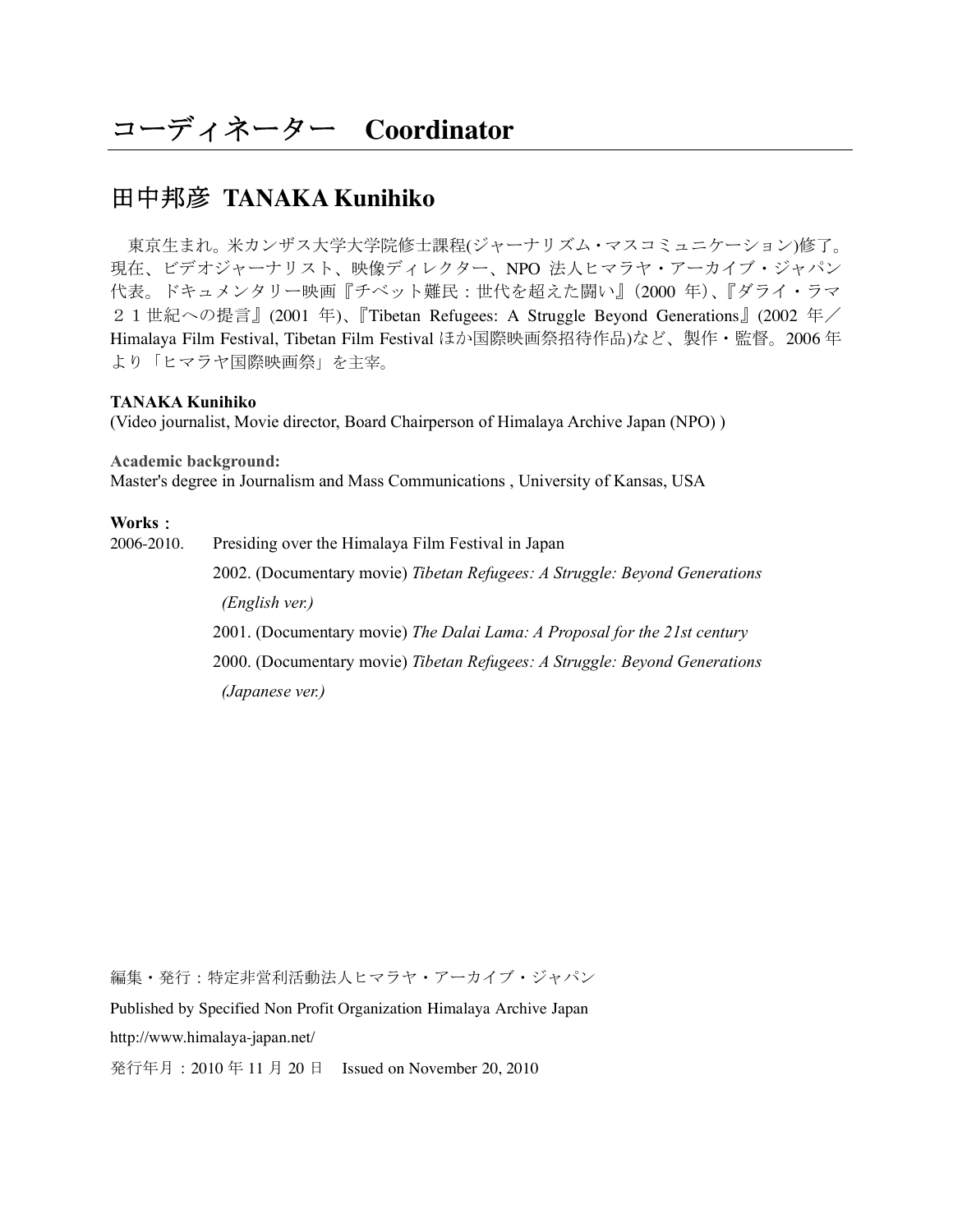# コーディネーター　Coordinator

## 田中邦彦 TANAKA Kunihiko

東京生まれ。米カンザス大学大学院修士課程(ジャーナリズム・マスコミュニケーション)修了。現在、ビデオジャーナリスト、映像ディレクター、NPO 法人ヒマラヤ・アーカイブ・ジャパン代表。ドキュメンタリー映画『チベット難民：世代を超えた闘い』(2000 年)、『ダライ・ラマ２１世紀への提言』(2001 年)、『Tibetan Refugees: A Struggle Beyond Generations』(2002 年／Himalaya Film Festival, Tibetan Film Festival ほか国際映画祭招待作品)など、製作・監督。2006 年より「ヒマラヤ国際映画祭」を主宰。

**TANAKA Kunihiko**
(Video journalist, Movie director, Board Chairperson of Himalaya Archive Japan (NPO) )

**Academic background:**
Master's degree in Journalism and Mass Communications , University of Kansas, USA

**Works：**

2006-2010. Presiding over the Himalaya Film Festival in Japan

2002. (Documentary movie) *Tibetan Refugees: A Struggle: Beyond Generations (English ver.)*

2001. (Documentary movie) *The Dalai Lama: A Proposal for the 21st century*

2000. (Documentary movie) *Tibetan Refugees: A Struggle: Beyond Generations (Japanese ver.)*

編集・発行：特定非営利活動法人ヒマラヤ・アーカイブ・ジャパン

Published by Specified Non Profit Organization Himalaya Archive Japan

http://www.himalaya-japan.net/

発行年月：2010 年 11 月 20 日　Issued on November 20, 2010